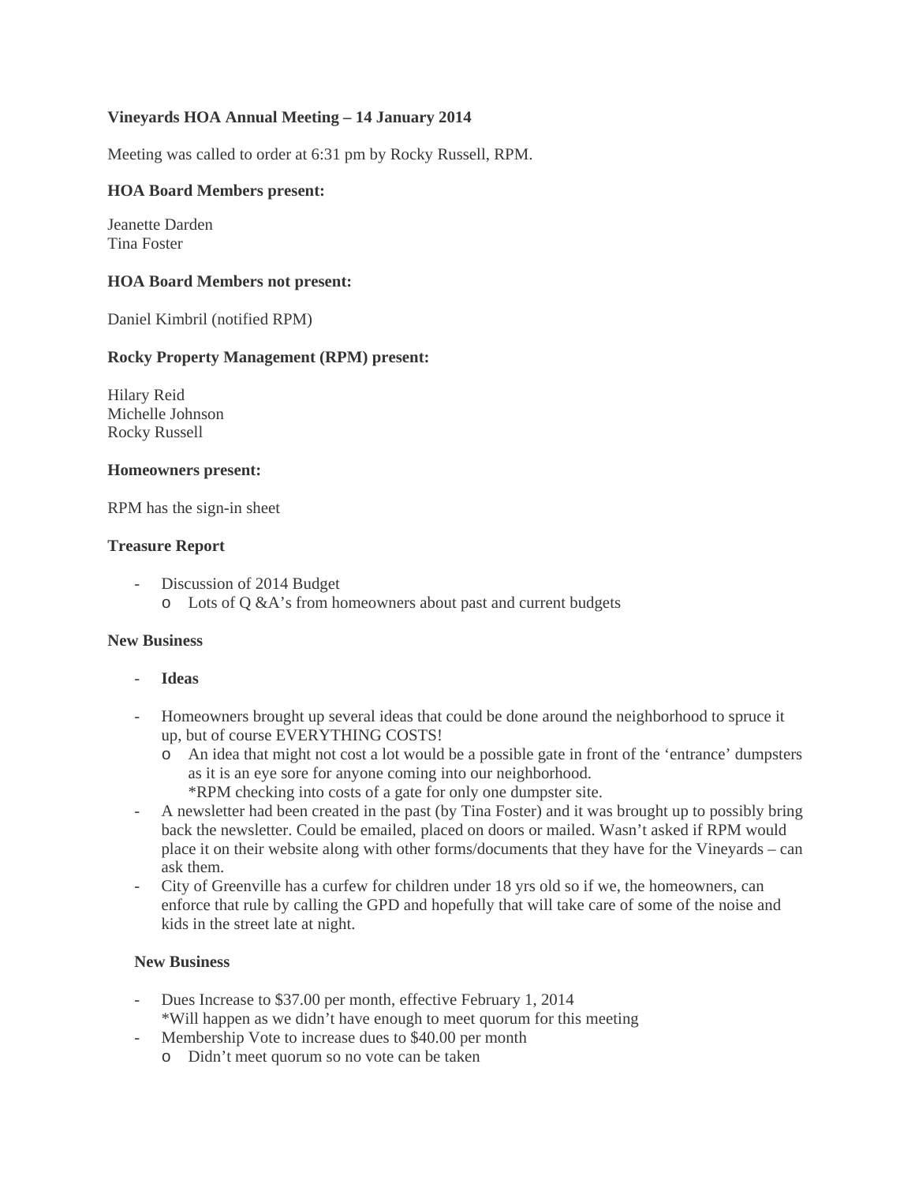**Vineyards HOA Annual Meeting – 14 January 2014**

Meeting was called to order at 6:31 pm by Rocky Russell, RPM.

**HOA Board Members present:**

Jeanette Darden
Tina Foster

**HOA Board Members not present:**

Daniel Kimbril (notified RPM)

**Rocky Property Management (RPM) present:**

Hilary Reid
Michelle Johnson
Rocky Russell

**Homeowners present:**

RPM has the sign-in sheet

**Treasure Report**

- Discussion of 2014 Budget
    - Lots of Q &A's from homeowners about past and current budgets

**New Business**

- **Ideas**

- Homeowners brought up several ideas that could be done around the neighborhood to spruce it up, but of course EVERYTHING COSTS!
    - An idea that might not cost a lot would be a possible gate in front of the 'entrance' dumpsters as it is an eye sore for anyone coming into our neighborhood.
      *RPM checking into costs of a gate for only one dumpster site.
- A newsletter had been created in the past (by Tina Foster) and it was brought up to possibly bring back the newsletter. Could be emailed, placed on doors or mailed. Wasn't asked if RPM would place it on their website along with other forms/documents that they have for the Vineyards – can ask them.
- City of Greenville has a curfew for children under 18 yrs old so if we, the homeowners, can enforce that rule by calling the GPD and hopefully that will take care of some of the noise and kids in the street late at night.

**New Business**

- Dues Increase to $37.00 per month, effective February 1, 2014
  *Will happen as we didn't have enough to meet quorum for this meeting
- Membership Vote to increase dues to $40.00 per month
    - Didn't meet quorum so no vote can be taken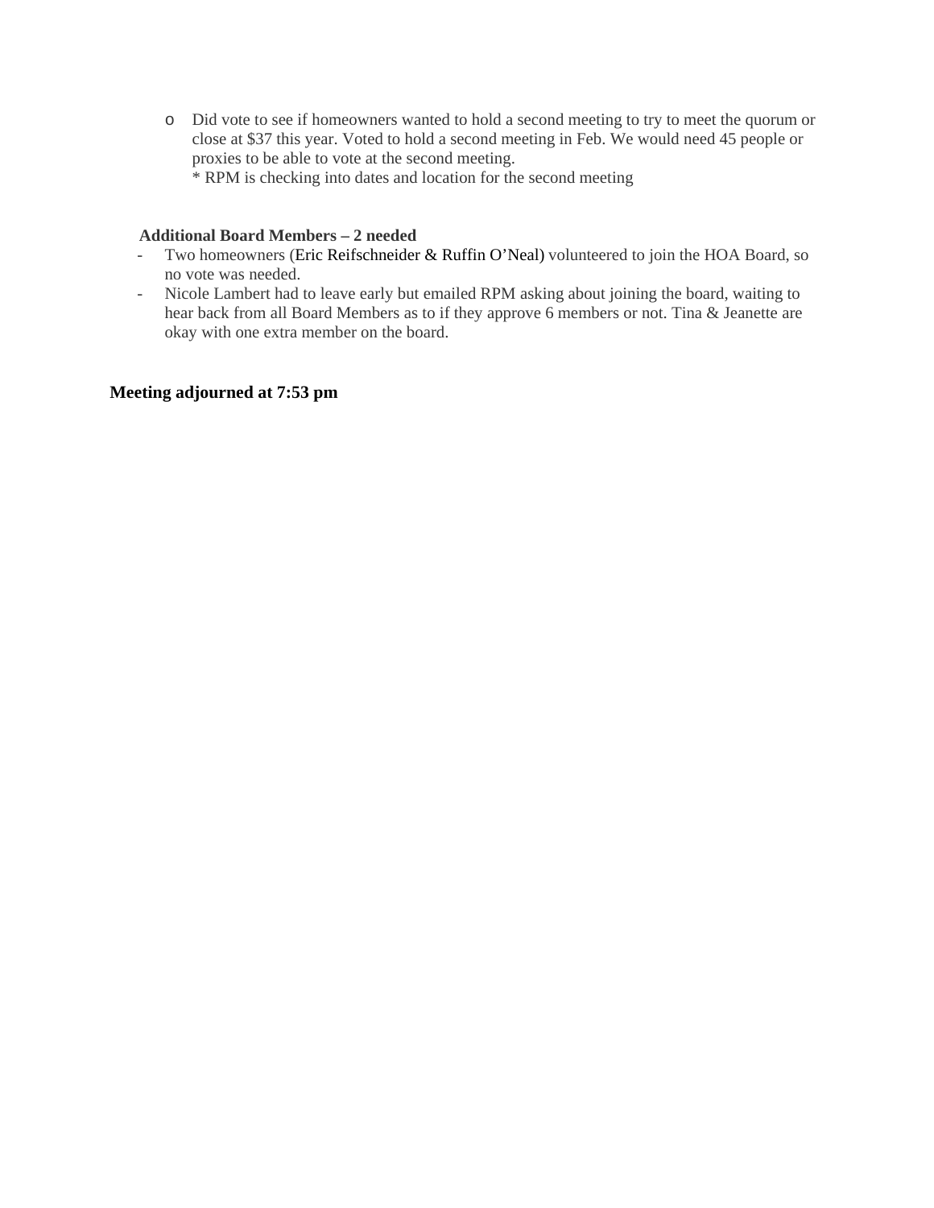- Did vote to see if homeowners wanted to hold a second meeting to try to meet the quorum or close at $37 this year. Voted to hold a second meeting in Feb. We would need 45 people or proxies to be able to vote at the second meeting.
  * RPM is checking into dates and location for the second meeting

**Additional Board Members – 2 needed**

- Two homeowners (Eric Reifschneider & Ruffin O'Neal) volunteered to join the HOA Board, so no vote was needed.
- Nicole Lambert had to leave early but emailed RPM asking about joining the board, waiting to hear back from all Board Members as to if they approve 6 members or not. Tina & Jeanette are okay with one extra member on the board.

**Meeting adjourned at 7:53 pm**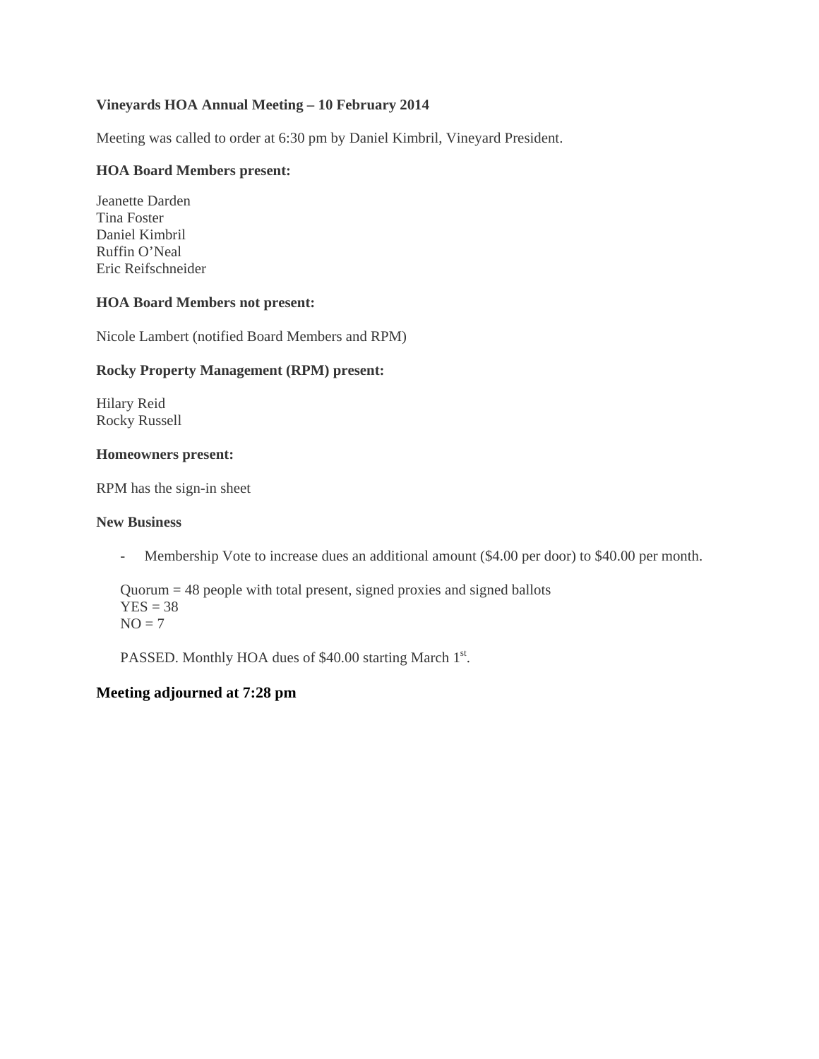**Vineyards HOA Annual Meeting – 10 February 2014**

Meeting was called to order at 6:30 pm by Daniel Kimbril, Vineyard President.

**HOA Board Members present:**

Jeanette Darden
Tina Foster
Daniel Kimbril
Ruffin O'Neal
Eric Reifschneider

**HOA Board Members not present:**

Nicole Lambert (notified Board Members and RPM)

**Rocky Property Management (RPM) present:**

Hilary Reid
Rocky Russell

**Homeowners present:**

RPM has the sign-in sheet

**New Business**

- Membership Vote to increase dues an additional amount ($4.00 per door) to $40.00 per month.

  Quorum = 48 people with total present, signed proxies and signed ballots
  YES = 38
  NO = 7

  PASSED. Monthly HOA dues of $40.00 starting March 1st.

**Meeting adjourned at 7:28 pm**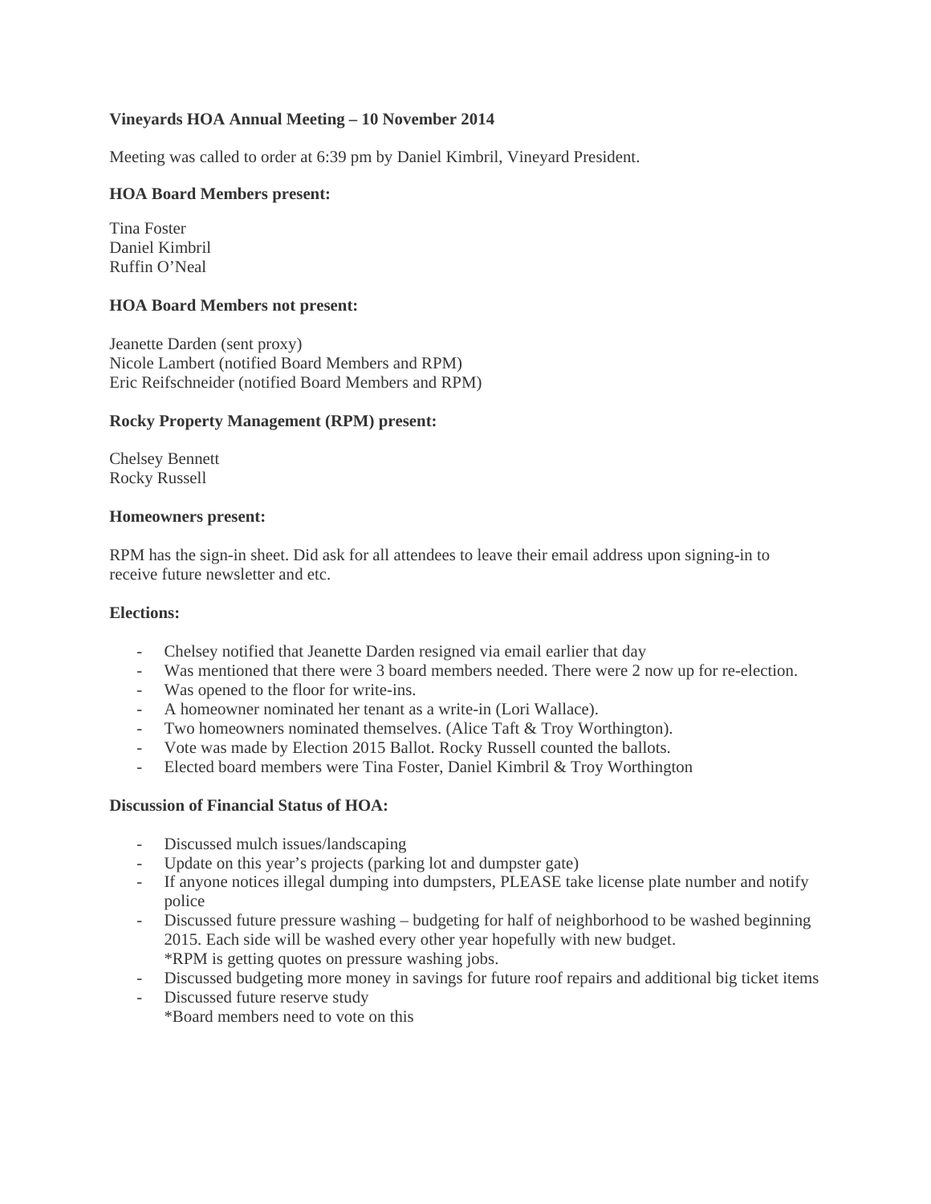**Vineyards HOA Annual Meeting – 10 November 2014**

Meeting was called to order at 6:39 pm by Daniel Kimbril, Vineyard President.

**HOA Board Members present:**

Tina Foster
Daniel Kimbril
Ruffin O'Neal

**HOA Board Members not present:**

Jeanette Darden (sent proxy)
Nicole Lambert (notified Board Members and RPM)
Eric Reifschneider (notified Board Members and RPM)

**Rocky Property Management (RPM) present:**

Chelsey Bennett
Rocky Russell

**Homeowners present:**

RPM has the sign-in sheet. Did ask for all attendees to leave their email address upon signing-in to receive future newsletter and etc.

**Elections:**

- Chelsey notified that Jeanette Darden resigned via email earlier that day
- Was mentioned that there were 3 board members needed. There were 2 now up for re-election.
- Was opened to the floor for write-ins.
- A homeowner nominated her tenant as a write-in (Lori Wallace).
- Two homeowners nominated themselves. (Alice Taft & Troy Worthington).
- Vote was made by Election 2015 Ballot. Rocky Russell counted the ballots.
- Elected board members were Tina Foster, Daniel Kimbril & Troy Worthington

**Discussion of Financial Status of HOA:**

- Discussed mulch issues/landscaping
- Update on this year's projects (parking lot and dumpster gate)
- If anyone notices illegal dumping into dumpsters, PLEASE take license plate number and notify police
- Discussed future pressure washing – budgeting for half of neighborhood to be washed beginning 2015. Each side will be washed every other year hopefully with new budget.
  *RPM is getting quotes on pressure washing jobs.
- Discussed budgeting more money in savings for future roof repairs and additional big ticket items
- Discussed future reserve study
  *Board members need to vote on this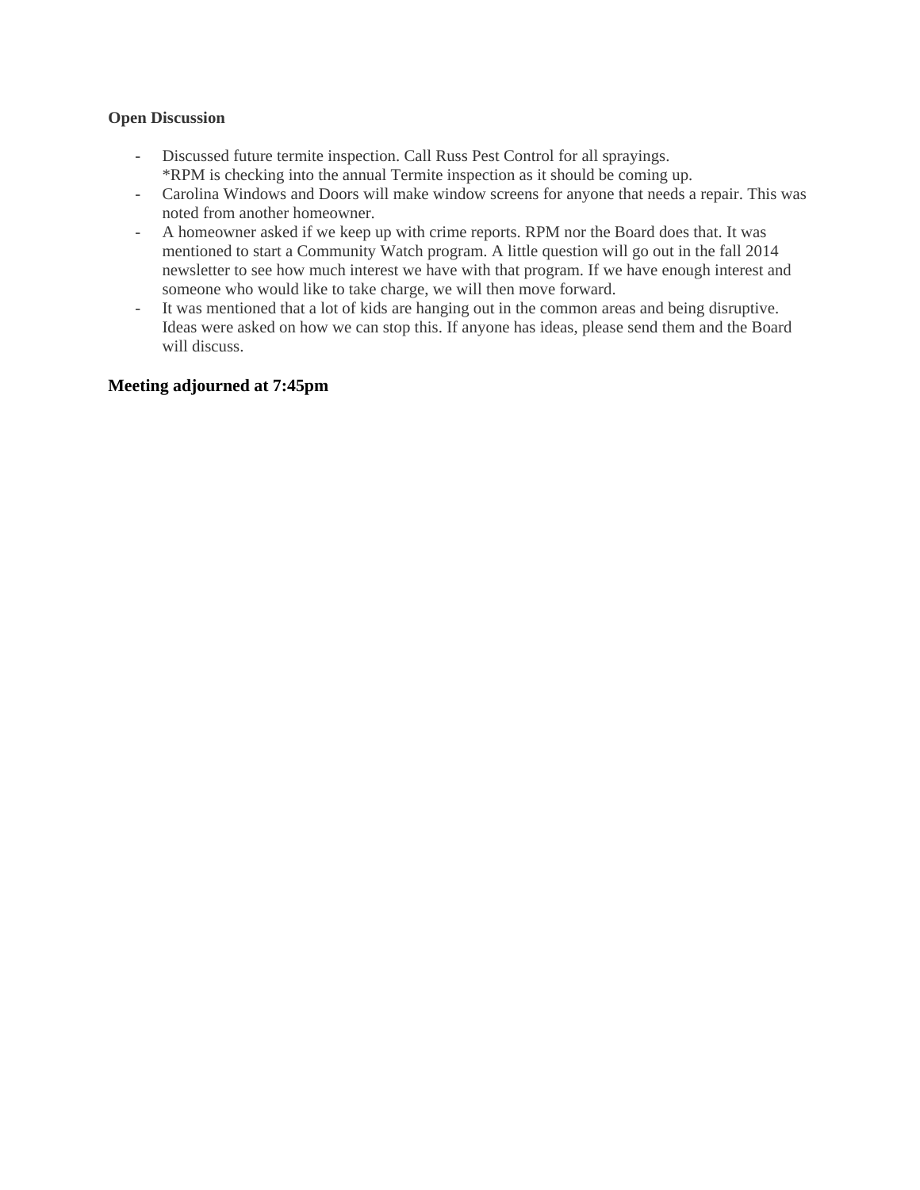**Open Discussion**

- Discussed future termite inspection. Call Russ Pest Control for all sprayings.
  *RPM is checking into the annual Termite inspection as it should be coming up.
- Carolina Windows and Doors will make window screens for anyone that needs a repair. This was noted from another homeowner.
- A homeowner asked if we keep up with crime reports. RPM nor the Board does that. It was mentioned to start a Community Watch program. A little question will go out in the fall 2014 newsletter to see how much interest we have with that program. If we have enough interest and someone who would like to take charge, we will then move forward.
- It was mentioned that a lot of kids are hanging out in the common areas and being disruptive. Ideas were asked on how we can stop this. If anyone has ideas, please send them and the Board will discuss.

**Meeting adjourned at 7:45pm**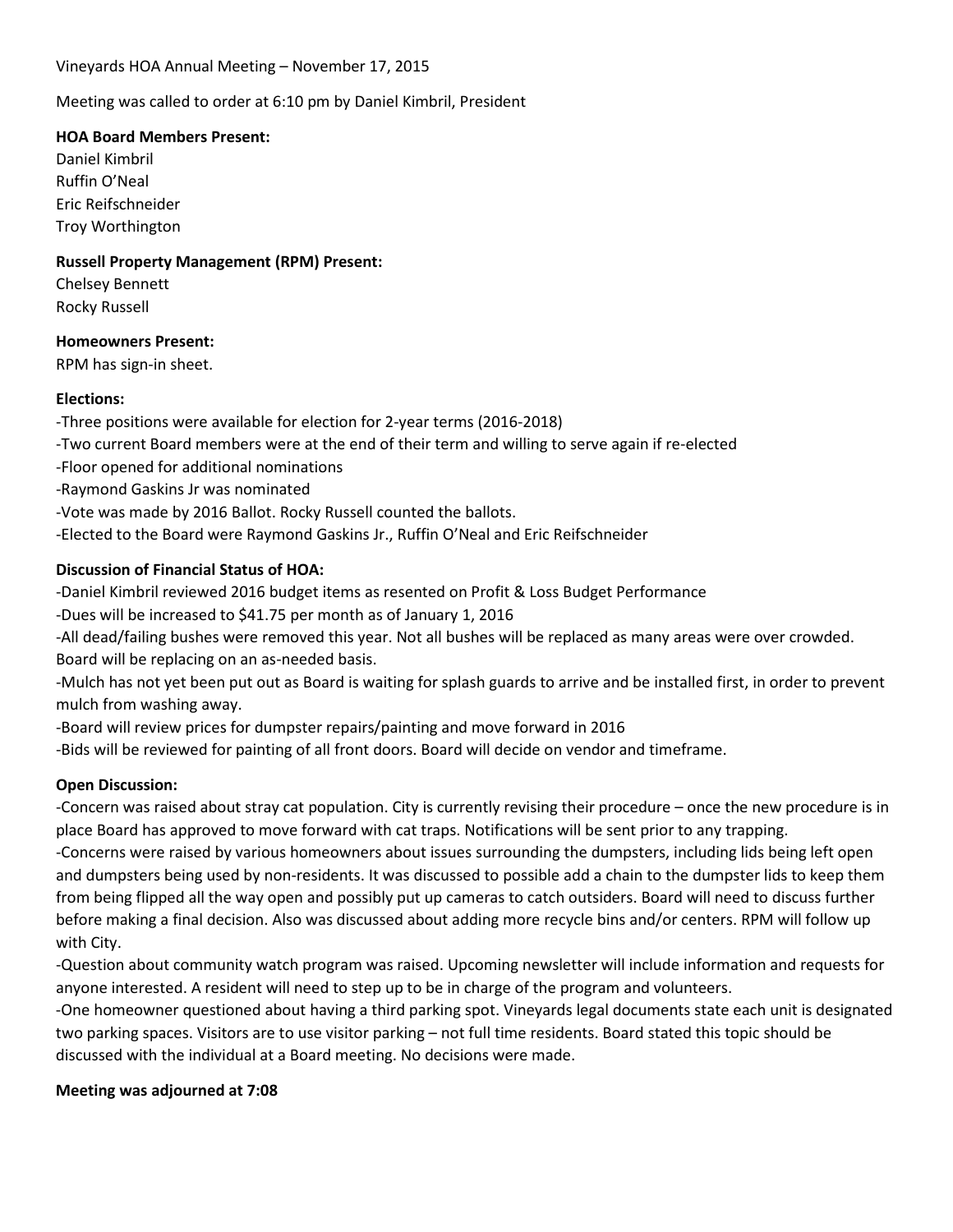Vineyards HOA Annual Meeting – November 17, 2015

Meeting was called to order at 6:10 pm by Daniel Kimbril, President

**HOA Board Members Present:**
Daniel Kimbril
Ruffin O'Neal
Eric Reifschneider
Troy Worthington

**Russell Property Management (RPM) Present:**
Chelsey Bennett
Rocky Russell

**Homeowners Present:**
RPM has sign-in sheet.

**Elections:**
-Three positions were available for election for 2-year terms (2016-2018)
-Two current Board members were at the end of their term and willing to serve again if re-elected
-Floor opened for additional nominations
-Raymond Gaskins Jr was nominated
-Vote was made by 2016 Ballot. Rocky Russell counted the ballots.
-Elected to the Board were Raymond Gaskins Jr., Ruffin O'Neal and Eric Reifschneider

**Discussion of Financial Status of HOA:**
-Daniel Kimbril reviewed 2016 budget items as resented on Profit & Loss Budget Performance
-Dues will be increased to $41.75 per month as of January 1, 2016
-All dead/failing bushes were removed this year. Not all bushes will be replaced as many areas were over crowded. Board will be replacing on an as-needed basis.
-Mulch has not yet been put out as Board is waiting for splash guards to arrive and be installed first, in order to prevent mulch from washing away.
-Board will review prices for dumpster repairs/painting and move forward in 2016
-Bids will be reviewed for painting of all front doors. Board will decide on vendor and timeframe.

**Open Discussion:**
-Concern was raised about stray cat population. City is currently revising their procedure – once the new procedure is in place Board has approved to move forward with cat traps. Notifications will be sent prior to any trapping.
-Concerns were raised by various homeowners about issues surrounding the dumpsters, including lids being left open and dumpsters being used by non-residents. It was discussed to possible add a chain to the dumpster lids to keep them from being flipped all the way open and possibly put up cameras to catch outsiders. Board will need to discuss further before making a final decision. Also was discussed about adding more recycle bins and/or centers. RPM will follow up with City.
-Question about community watch program was raised. Upcoming newsletter will include information and requests for anyone interested. A resident will need to step up to be in charge of the program and volunteers.
-One homeowner questioned about having a third parking spot. Vineyards legal documents state each unit is designated two parking spaces. Visitors are to use visitor parking – not full time residents. Board stated this topic should be discussed with the individual at a Board meeting. No decisions were made.

**Meeting was adjourned at 7:08**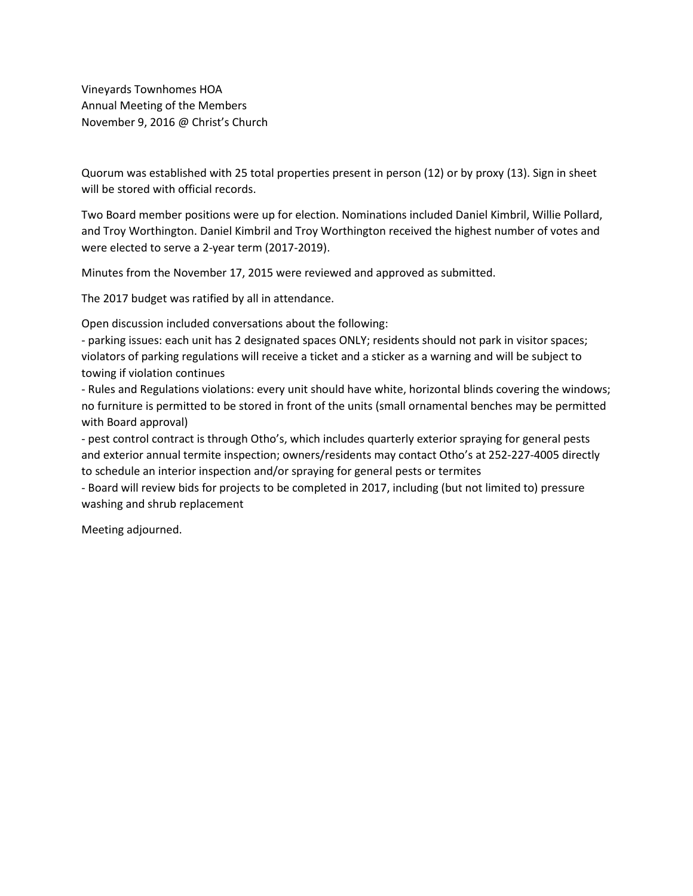Vineyards Townhomes HOA
Annual Meeting of the Members
November 9, 2016 @ Christ's Church

Quorum was established with 25 total properties present in person (12) or by proxy (13). Sign in sheet will be stored with official records.

Two Board member positions were up for election. Nominations included Daniel Kimbril, Willie Pollard, and Troy Worthington. Daniel Kimbril and Troy Worthington received the highest number of votes and were elected to serve a 2-year term (2017-2019).

Minutes from the November 17, 2015 were reviewed and approved as submitted.

The 2017 budget was ratified by all in attendance.

Open discussion included conversations about the following:

- parking issues: each unit has 2 designated spaces ONLY; residents should not park in visitor spaces; violators of parking regulations will receive a ticket and a sticker as a warning and will be subject to towing if violation continues
- Rules and Regulations violations: every unit should have white, horizontal blinds covering the windows; no furniture is permitted to be stored in front of the units (small ornamental benches may be permitted with Board approval)
- pest control contract is through Otho's, which includes quarterly exterior spraying for general pests and exterior annual termite inspection; owners/residents may contact Otho's at 252-227-4005 directly to schedule an interior inspection and/or spraying for general pests or termites
- Board will review bids for projects to be completed in 2017, including (but not limited to) pressure washing and shrub replacement

Meeting adjourned.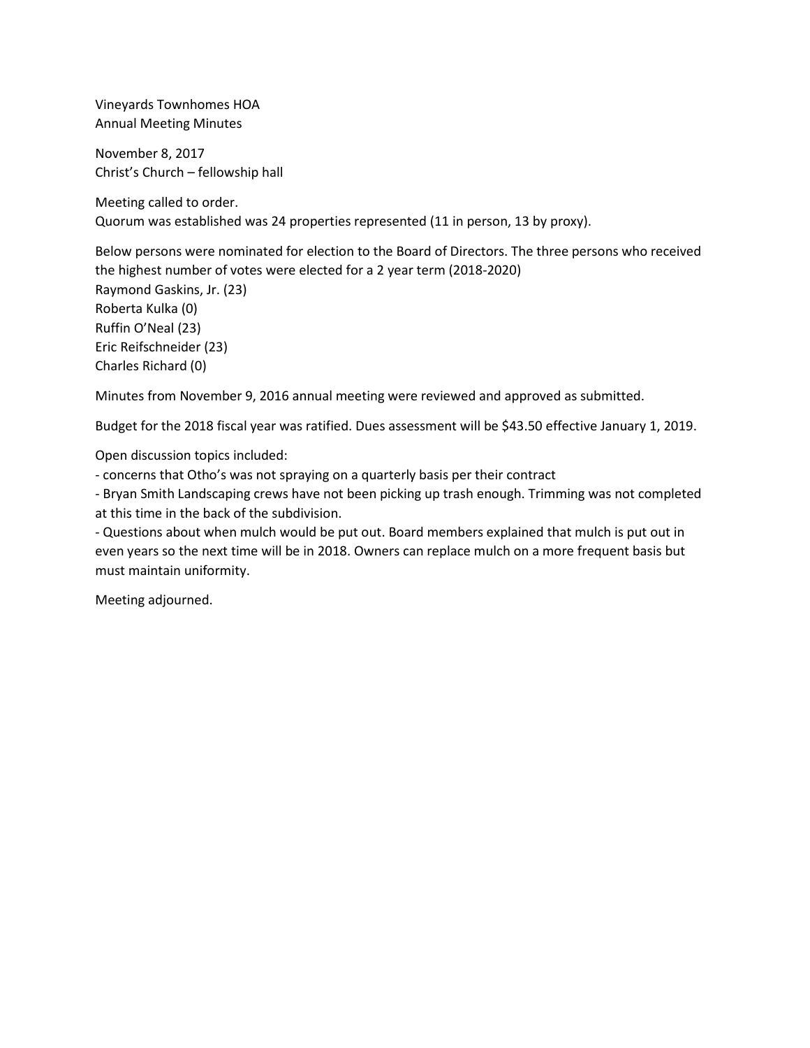Vineyards Townhomes HOA
Annual Meeting Minutes

November 8, 2017
Christ's Church – fellowship hall

Meeting called to order.
Quorum was established was 24 properties represented (11 in person, 13 by proxy).

Below persons were nominated for election to the Board of Directors. The three persons who received the highest number of votes were elected for a 2 year term (2018-2020)
Raymond Gaskins, Jr. (23)
Roberta Kulka (0)
Ruffin O'Neal (23)
Eric Reifschneider (23)
Charles Richard (0)

Minutes from November 9, 2016 annual meeting were reviewed and approved as submitted.

Budget for the 2018 fiscal year was ratified. Dues assessment will be $43.50 effective January 1, 2019.

Open discussion topics included:

- concerns that Otho's was not spraying on a quarterly basis per their contract
- Bryan Smith Landscaping crews have not been picking up trash enough. Trimming was not completed at this time in the back of the subdivision.
- Questions about when mulch would be put out. Board members explained that mulch is put out in even years so the next time will be in 2018. Owners can replace mulch on a more frequent basis but must maintain uniformity.

Meeting adjourned.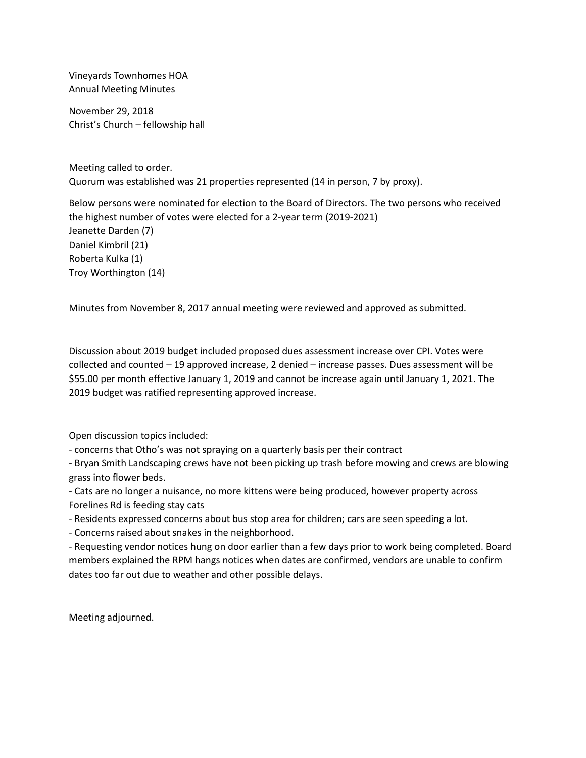Vineyards Townhomes HOA
Annual Meeting Minutes

November 29, 2018
Christ's Church – fellowship hall

Meeting called to order.
Quorum was established was 21 properties represented (14 in person, 7 by proxy).

Below persons were nominated for election to the Board of Directors. The two persons who received the highest number of votes were elected for a 2-year term (2019-2021)
Jeanette Darden (7)
Daniel Kimbril (21)
Roberta Kulka (1)
Troy Worthington (14)

Minutes from November 8, 2017 annual meeting were reviewed and approved as submitted.

Discussion about 2019 budget included proposed dues assessment increase over CPI. Votes were collected and counted – 19 approved increase, 2 denied – increase passes. Dues assessment will be $55.00 per month effective January 1, 2019 and cannot be increase again until January 1, 2021. The 2019 budget was ratified representing approved increase.

Open discussion topics included:
- concerns that Otho's was not spraying on a quarterly basis per their contract
- Bryan Smith Landscaping crews have not been picking up trash before mowing and crews are blowing grass into flower beds.
- Cats are no longer a nuisance, no more kittens were being produced, however property across Forelines Rd is feeding stay cats
- Residents expressed concerns about bus stop area for children; cars are seen speeding a lot.
- Concerns raised about snakes in the neighborhood.
- Requesting vendor notices hung on door earlier than a few days prior to work being completed. Board members explained the RPM hangs notices when dates are confirmed, vendors are unable to confirm dates too far out due to weather and other possible delays.

Meeting adjourned.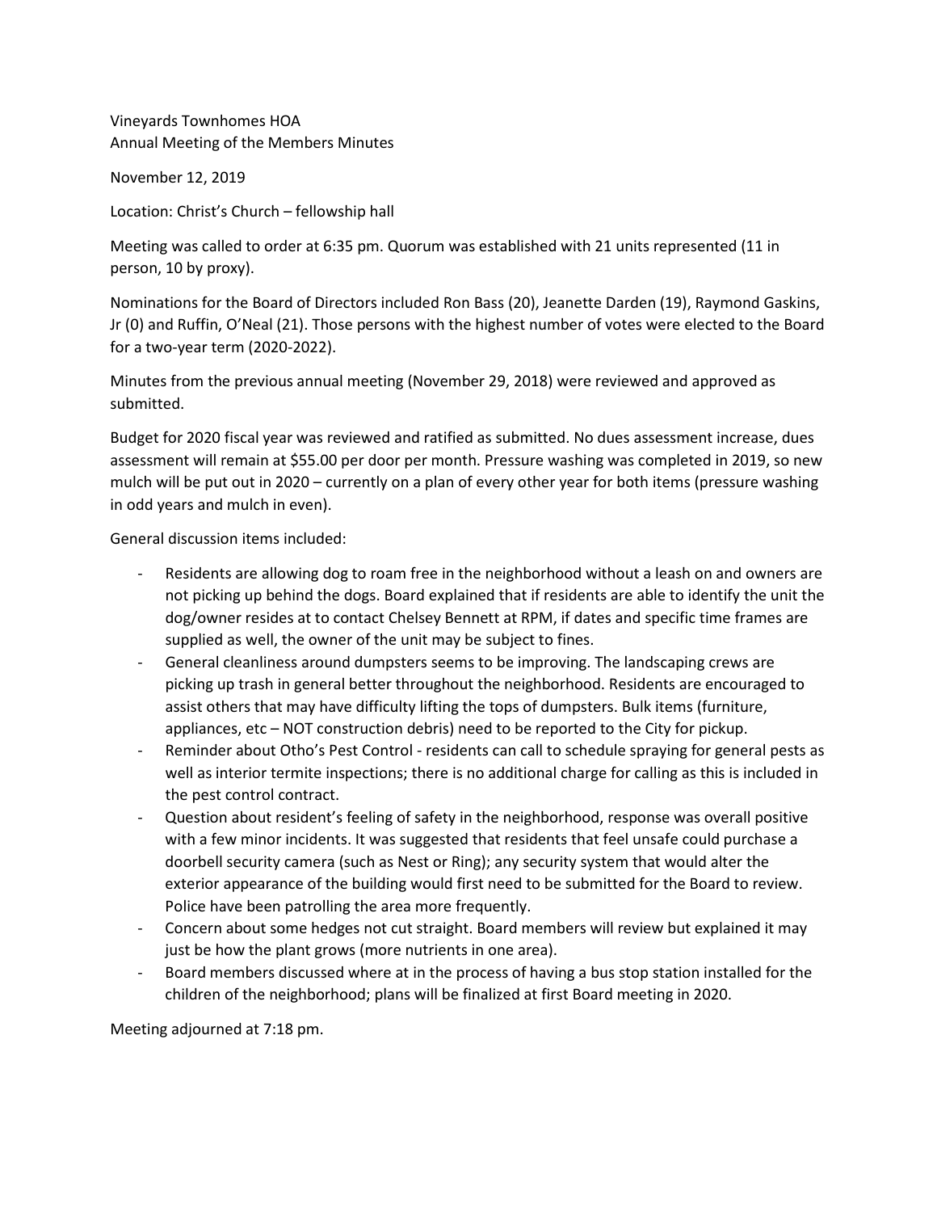Vineyards Townhomes HOA
Annual Meeting of the Members Minutes

November 12, 2019

Location: Christ's Church – fellowship hall

Meeting was called to order at 6:35 pm. Quorum was established with 21 units represented (11 in person, 10 by proxy).

Nominations for the Board of Directors included Ron Bass (20), Jeanette Darden (19), Raymond Gaskins, Jr (0) and Ruffin, O'Neal (21). Those persons with the highest number of votes were elected to the Board for a two-year term (2020-2022).

Minutes from the previous annual meeting (November 29, 2018) were reviewed and approved as submitted.

Budget for 2020 fiscal year was reviewed and ratified as submitted. No dues assessment increase, dues assessment will remain at $55.00 per door per month. Pressure washing was completed in 2019, so new mulch will be put out in 2020 – currently on a plan of every other year for both items (pressure washing in odd years and mulch in even).

General discussion items included:

- Residents are allowing dog to roam free in the neighborhood without a leash on and owners are not picking up behind the dogs. Board explained that if residents are able to identify the unit the dog/owner resides at to contact Chelsey Bennett at RPM, if dates and specific time frames are supplied as well, the owner of the unit may be subject to fines.
- General cleanliness around dumpsters seems to be improving. The landscaping crews are picking up trash in general better throughout the neighborhood. Residents are encouraged to assist others that may have difficulty lifting the tops of dumpsters. Bulk items (furniture, appliances, etc – NOT construction debris) need to be reported to the City for pickup.
- Reminder about Otho's Pest Control - residents can call to schedule spraying for general pests as well as interior termite inspections; there is no additional charge for calling as this is included in the pest control contract.
- Question about resident's feeling of safety in the neighborhood, response was overall positive with a few minor incidents. It was suggested that residents that feel unsafe could purchase a doorbell security camera (such as Nest or Ring); any security system that would alter the exterior appearance of the building would first need to be submitted for the Board to review. Police have been patrolling the area more frequently.
- Concern about some hedges not cut straight. Board members will review but explained it may just be how the plant grows (more nutrients in one area).
- Board members discussed where at in the process of having a bus stop station installed for the children of the neighborhood; plans will be finalized at first Board meeting in 2020.

Meeting adjourned at 7:18 pm.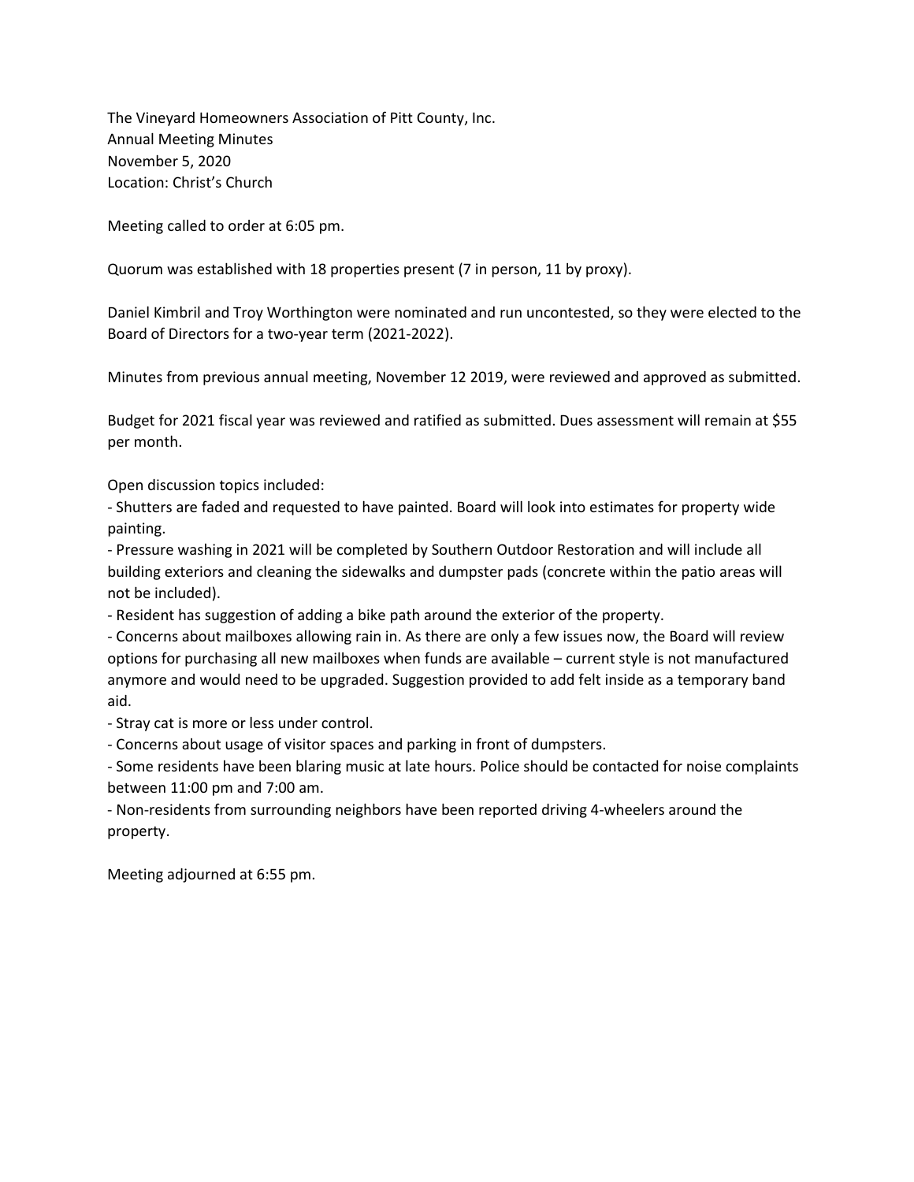The Vineyard Homeowners Association of Pitt County, Inc.
Annual Meeting Minutes
November 5, 2020
Location: Christ's Church

Meeting called to order at 6:05 pm.

Quorum was established with 18 properties present (7 in person, 11 by proxy).

Daniel Kimbril and Troy Worthington were nominated and run uncontested, so they were elected to the Board of Directors for a two-year term (2021-2022).

Minutes from previous annual meeting, November 12 2019, were reviewed and approved as submitted.

Budget for 2021 fiscal year was reviewed and ratified as submitted. Dues assessment will remain at $55 per month.

Open discussion topics included:

- Shutters are faded and requested to have painted. Board will look into estimates for property wide painting.
- Pressure washing in 2021 will be completed by Southern Outdoor Restoration and will include all building exteriors and cleaning the sidewalks and dumpster pads (concrete within the patio areas will not be included).
- Resident has suggestion of adding a bike path around the exterior of the property.
- Concerns about mailboxes allowing rain in. As there are only a few issues now, the Board will review options for purchasing all new mailboxes when funds are available – current style is not manufactured anymore and would need to be upgraded. Suggestion provided to add felt inside as a temporary band aid.
- Stray cat is more or less under control.
- Concerns about usage of visitor spaces and parking in front of dumpsters.
- Some residents have been blaring music at late hours. Police should be contacted for noise complaints between 11:00 pm and 7:00 am.
- Non-residents from surrounding neighbors have been reported driving 4-wheelers around the property.

Meeting adjourned at 6:55 pm.